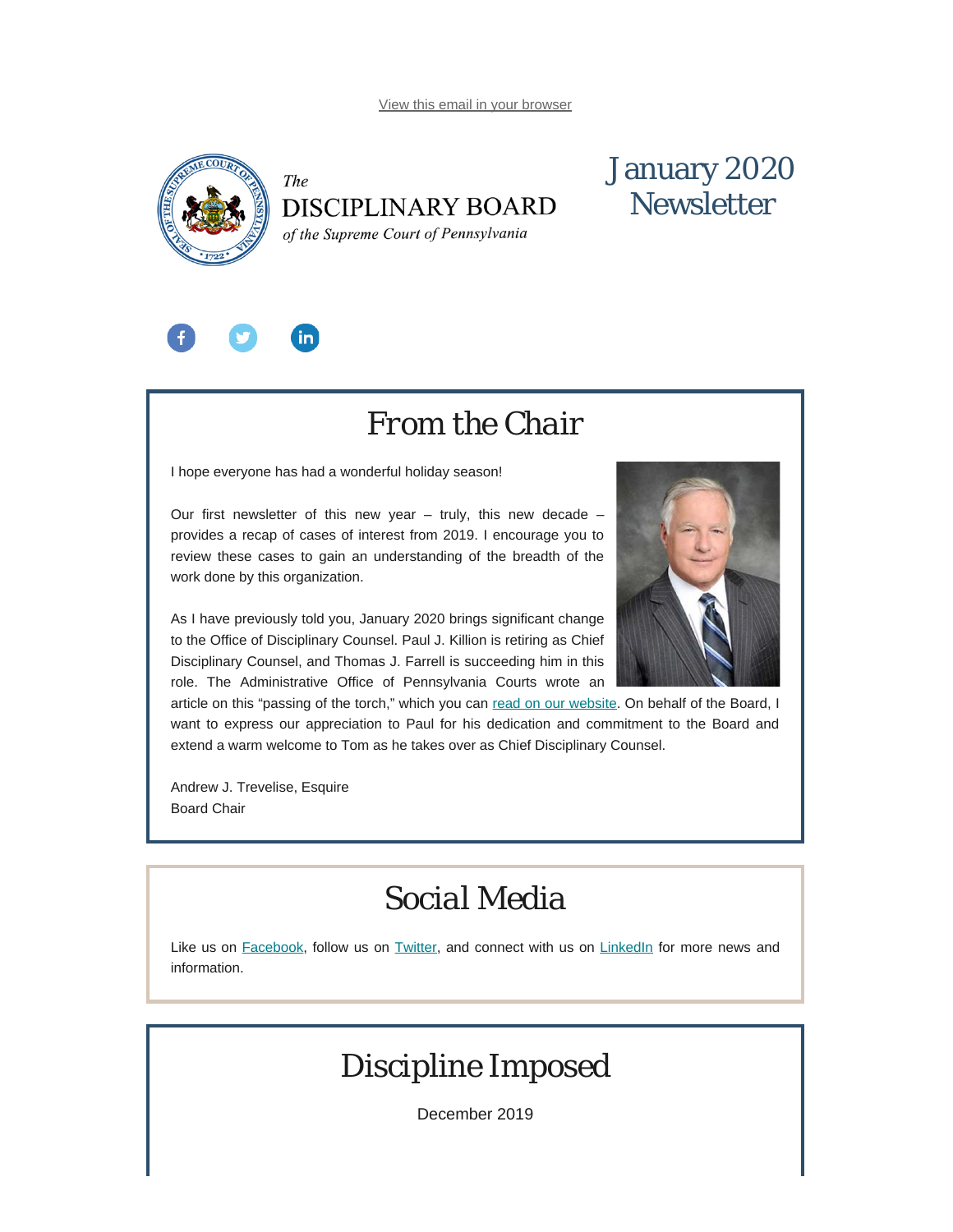View this email in your browser

The
DISCIPLINARY BOARD
*of the Supreme Court of Pennsylvania*

# January 2020 Newsletter

## From the Chair

I hope everyone has had a wonderful holiday season!

Our first newsletter of this new year – truly, this new decade – provides a recap of cases of interest from 2019. I encourage you to review these cases to gain an understanding of the breadth of the work done by this organization.

As I have previously told you, January 2020 brings significant change to the Office of Disciplinary Counsel. Paul J. Killion is retiring as Chief Disciplinary Counsel, and Thomas J. Farrell is succeeding him in this role. The Administrative Office of Pennsylvania Courts wrote an article on this "passing of the torch," which you can read on our website. On behalf of the Board, I want to express our appreciation to Paul for his dedication and commitment to the Board and extend a warm welcome to Tom as he takes over as Chief Disciplinary Counsel.

Andrew J. Trevelise, Esquire
Board Chair

## Social Media

Like us on Facebook, follow us on Twitter, and connect with us on LinkedIn for more news and information.

## Discipline Imposed

December 2019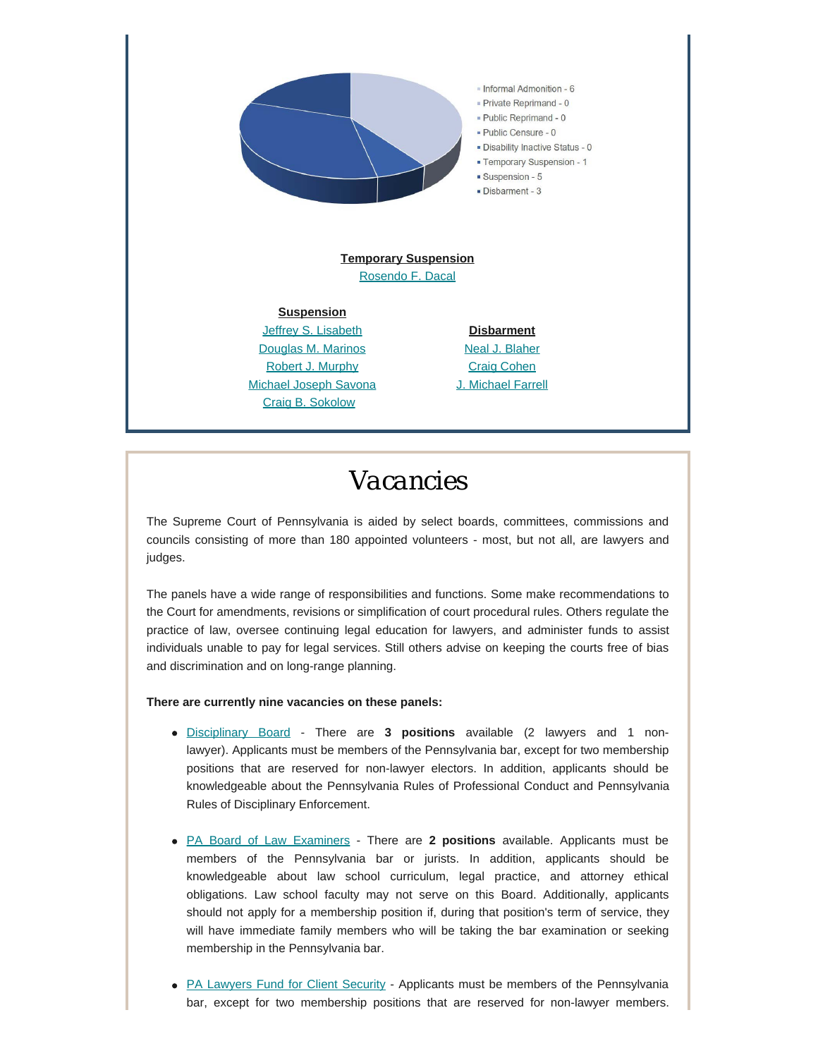- Informal Admonition - 6
- Private Reprimand - 0
- Public Reprimand - 0
- Public Censure - 0
- Disability Inactive Status - 0
- Temporary Suspension - 1
- Suspension - 5
- Disbarment - 3

**Temporary Suspension**

Rosendo F. Dacal

**Suspension**

Jeffrey S. Lisabeth
Douglas M. Marinos
Robert J. Murphy
Michael Joseph Savona
Craig B. Sokolow

**Disbarment**

Neal J. Blaher
Craig Cohen
J. Michael Farrell

# *Vacancies*

The Supreme Court of Pennsylvania is aided by select boards, committees, commissions and councils consisting of more than 180 appointed volunteers - most, but not all, are lawyers and judges.

The panels have a wide range of responsibilities and functions. Some make recommendations to the Court for amendments, revisions or simplification of court procedural rules. Others regulate the practice of law, oversee continuing legal education for lawyers, and administer funds to assist individuals unable to pay for legal services. Still others advise on keeping the courts free of bias and discrimination and on long-range planning.

**There are currently nine vacancies on these panels:**

- Disciplinary Board - There are **3 positions** available (2 lawyers and 1 non-lawyer). Applicants must be members of the Pennsylvania bar, except for two membership positions that are reserved for non-lawyer electors. In addition, applicants should be knowledgeable about the Pennsylvania Rules of Professional Conduct and Pennsylvania Rules of Disciplinary Enforcement.

- PA Board of Law Examiners - There are **2 positions** available. Applicants must be members of the Pennsylvania bar or jurists. In addition, applicants should be knowledgeable about law school curriculum, legal practice, and attorney ethical obligations. Law school faculty may not serve on this Board. Additionally, applicants should not apply for a membership position if, during that position's term of service, they will have immediate family members who will be taking the bar examination or seeking membership in the Pennsylvania bar.

- PA Lawyers Fund for Client Security - Applicants must be members of the Pennsylvania bar, except for two membership positions that are reserved for non-lawyer members.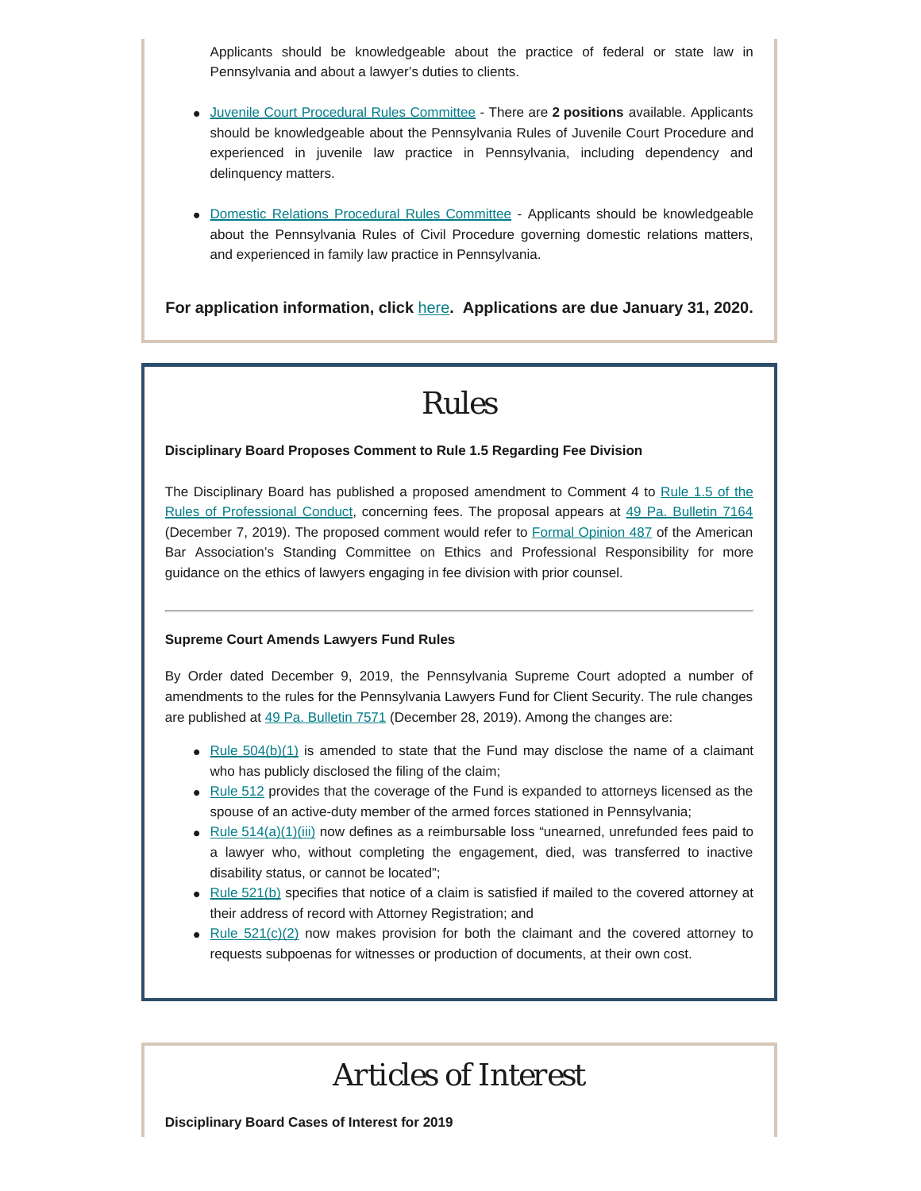Applicants should be knowledgeable about the practice of federal or state law in Pennsylvania and about a lawyer's duties to clients.

- Juvenile Court Procedural Rules Committee - There are **2 positions** available. Applicants should be knowledgeable about the Pennsylvania Rules of Juvenile Court Procedure and experienced in juvenile law practice in Pennsylvania, including dependency and delinquency matters.

- Domestic Relations Procedural Rules Committee - Applicants should be knowledgeable about the Pennsylvania Rules of Civil Procedure governing domestic relations matters, and experienced in family law practice in Pennsylvania.

**For application information, click here. Applications are due January 31, 2020.**

# Rules

**Disciplinary Board Proposes Comment to Rule 1.5 Regarding Fee Division**

The Disciplinary Board has published a proposed amendment to Comment 4 to Rule 1.5 of the Rules of Professional Conduct, concerning fees. The proposal appears at 49 Pa. Bulletin 7164 (December 7, 2019). The proposed comment would refer to Formal Opinion 487 of the American Bar Association's Standing Committee on Ethics and Professional Responsibility for more guidance on the ethics of lawyers engaging in fee division with prior counsel.

---

**Supreme Court Amends Lawyers Fund Rules**

By Order dated December 9, 2019, the Pennsylvania Supreme Court adopted a number of amendments to the rules for the Pennsylvania Lawyers Fund for Client Security. The rule changes are published at 49 Pa. Bulletin 7571 (December 28, 2019). Among the changes are:

- Rule 504(b)(1) is amended to state that the Fund may disclose the name of a claimant who has publicly disclosed the filing of the claim;
- Rule 512 provides that the coverage of the Fund is expanded to attorneys licensed as the spouse of an active-duty member of the armed forces stationed in Pennsylvania;
- Rule 514(a)(1)(iii) now defines as a reimbursable loss "unearned, unrefunded fees paid to a lawyer who, without completing the engagement, died, was transferred to inactive disability status, or cannot be located";
- Rule 521(b) specifies that notice of a claim is satisfied if mailed to the covered attorney at their address of record with Attorney Registration; and
- Rule 521(c)(2) now makes provision for both the claimant and the covered attorney to requests subpoenas for witnesses or production of documents, at their own cost.

# Articles of Interest

**Disciplinary Board Cases of Interest for 2019**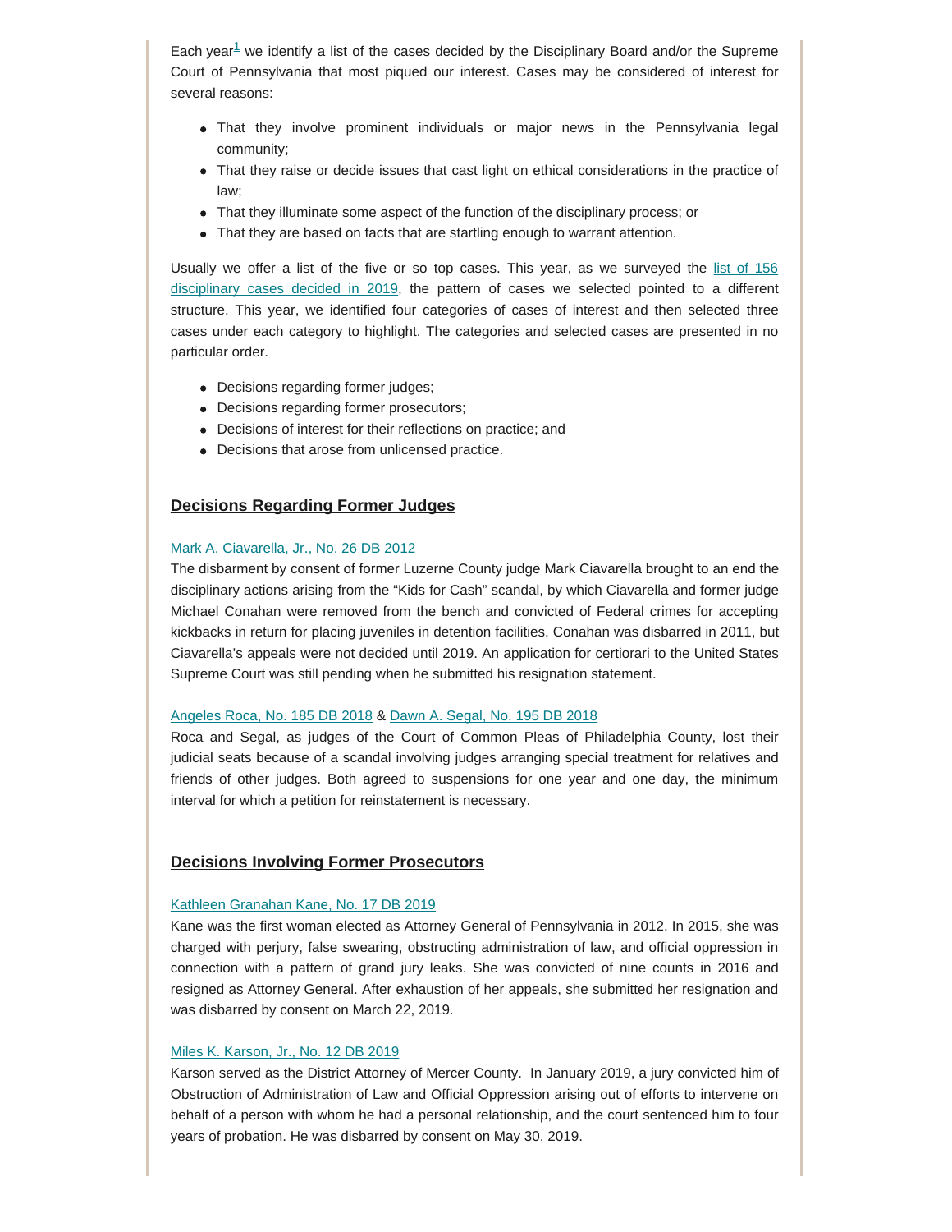Each year[1] we identify a list of the cases decided by the Disciplinary Board and/or the Supreme Court of Pennsylvania that most piqued our interest. Cases may be considered of interest for several reasons:

- That they involve prominent individuals or major news in the Pennsylvania legal community;
- That they raise or decide issues that cast light on ethical considerations in the practice of law;
- That they illuminate some aspect of the function of the disciplinary process; or
- That they are based on facts that are startling enough to warrant attention.

Usually we offer a list of the five or so top cases. This year, as we surveyed the list of 156 disciplinary cases decided in 2019, the pattern of cases we selected pointed to a different structure. This year, we identified four categories of cases of interest and then selected three cases under each category to highlight. The categories and selected cases are presented in no particular order.

- Decisions regarding former judges;
- Decisions regarding former prosecutors;
- Decisions of interest for their reflections on practice; and
- Decisions that arose from unlicensed practice.

## Decisions Regarding Former Judges

Mark A. Ciavarella, Jr., No. 26 DB 2012

The disbarment by consent of former Luzerne County judge Mark Ciavarella brought to an end the disciplinary actions arising from the “Kids for Cash” scandal, by which Ciavarella and former judge Michael Conahan were removed from the bench and convicted of Federal crimes for accepting kickbacks in return for placing juveniles in detention facilities. Conahan was disbarred in 2011, but Ciavarella’s appeals were not decided until 2019. An application for certiorari to the United States Supreme Court was still pending when he submitted his resignation statement.

Angeles Roca, No. 185 DB 2018 & Dawn A. Segal, No. 195 DB 2018

Roca and Segal, as judges of the Court of Common Pleas of Philadelphia County, lost their judicial seats because of a scandal involving judges arranging special treatment for relatives and friends of other judges. Both agreed to suspensions for one year and one day, the minimum interval for which a petition for reinstatement is necessary.

## Decisions Involving Former Prosecutors

Kathleen Granahan Kane, No. 17 DB 2019

Kane was the first woman elected as Attorney General of Pennsylvania in 2012. In 2015, she was charged with perjury, false swearing, obstructing administration of law, and official oppression in connection with a pattern of grand jury leaks. She was convicted of nine counts in 2016 and resigned as Attorney General. After exhaustion of her appeals, she submitted her resignation and was disbarred by consent on March 22, 2019.

Miles K. Karson, Jr., No. 12 DB 2019

Karson served as the District Attorney of Mercer County. In January 2019, a jury convicted him of Obstruction of Administration of Law and Official Oppression arising out of efforts to intervene on behalf of a person with whom he had a personal relationship, and the court sentenced him to four years of probation. He was disbarred by consent on May 30, 2019.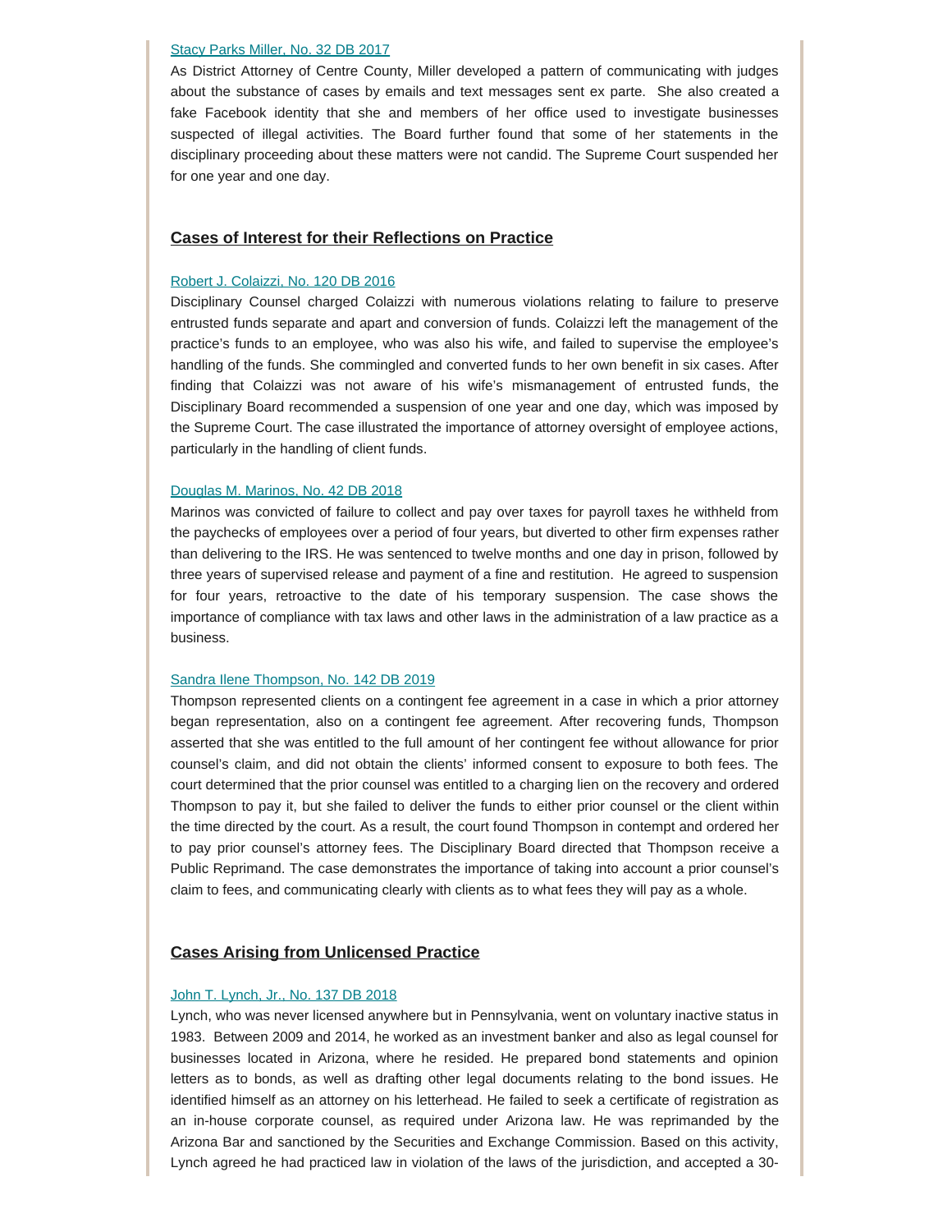[Stacy Parks Miller, No. 32 DB 2017](#)

As District Attorney of Centre County, Miller developed a pattern of communicating with judges about the substance of cases by emails and text messages sent ex parte. She also created a fake Facebook identity that she and members of her office used to investigate businesses suspected of illegal activities. The Board further found that some of her statements in the disciplinary proceeding about these matters were not candid. The Supreme Court suspended her for one year and one day.

## Cases of Interest for their Reflections on Practice

[Robert J. Colaizzi, No. 120 DB 2016](#)

Disciplinary Counsel charged Colaizzi with numerous violations relating to failure to preserve entrusted funds separate and apart and conversion of funds. Colaizzi left the management of the practice's funds to an employee, who was also his wife, and failed to supervise the employee's handling of the funds. She commingled and converted funds to her own benefit in six cases. After finding that Colaizzi was not aware of his wife's mismanagement of entrusted funds, the Disciplinary Board recommended a suspension of one year and one day, which was imposed by the Supreme Court. The case illustrated the importance of attorney oversight of employee actions, particularly in the handling of client funds.

[Douglas M. Marinos, No. 42 DB 2018](#)

Marinos was convicted of failure to collect and pay over taxes for payroll taxes he withheld from the paychecks of employees over a period of four years, but diverted to other firm expenses rather than delivering to the IRS. He was sentenced to twelve months and one day in prison, followed by three years of supervised release and payment of a fine and restitution. He agreed to suspension for four years, retroactive to the date of his temporary suspension. The case shows the importance of compliance with tax laws and other laws in the administration of a law practice as a business.

[Sandra Ilene Thompson, No. 142 DB 2019](#)

Thompson represented clients on a contingent fee agreement in a case in which a prior attorney began representation, also on a contingent fee agreement. After recovering funds, Thompson asserted that she was entitled to the full amount of her contingent fee without allowance for prior counsel's claim, and did not obtain the clients' informed consent to exposure to both fees. The court determined that the prior counsel was entitled to a charging lien on the recovery and ordered Thompson to pay it, but she failed to deliver the funds to either prior counsel or the client within the time directed by the court. As a result, the court found Thompson in contempt and ordered her to pay prior counsel's attorney fees. The Disciplinary Board directed that Thompson receive a Public Reprimand. The case demonstrates the importance of taking into account a prior counsel's claim to fees, and communicating clearly with clients as to what fees they will pay as a whole.

## Cases Arising from Unlicensed Practice

[John T. Lynch, Jr., No. 137 DB 2018](#)

Lynch, who was never licensed anywhere but in Pennsylvania, went on voluntary inactive status in 1983. Between 2009 and 2014, he worked as an investment banker and also as legal counsel for businesses located in Arizona, where he resided. He prepared bond statements and opinion letters as to bonds, as well as drafting other legal documents relating to the bond issues. He identified himself as an attorney on his letterhead. He failed to seek a certificate of registration as an in-house corporate counsel, as required under Arizona law. He was reprimanded by the Arizona Bar and sanctioned by the Securities and Exchange Commission. Based on this activity, Lynch agreed he had practiced law in violation of the laws of the jurisdiction, and accepted a 30-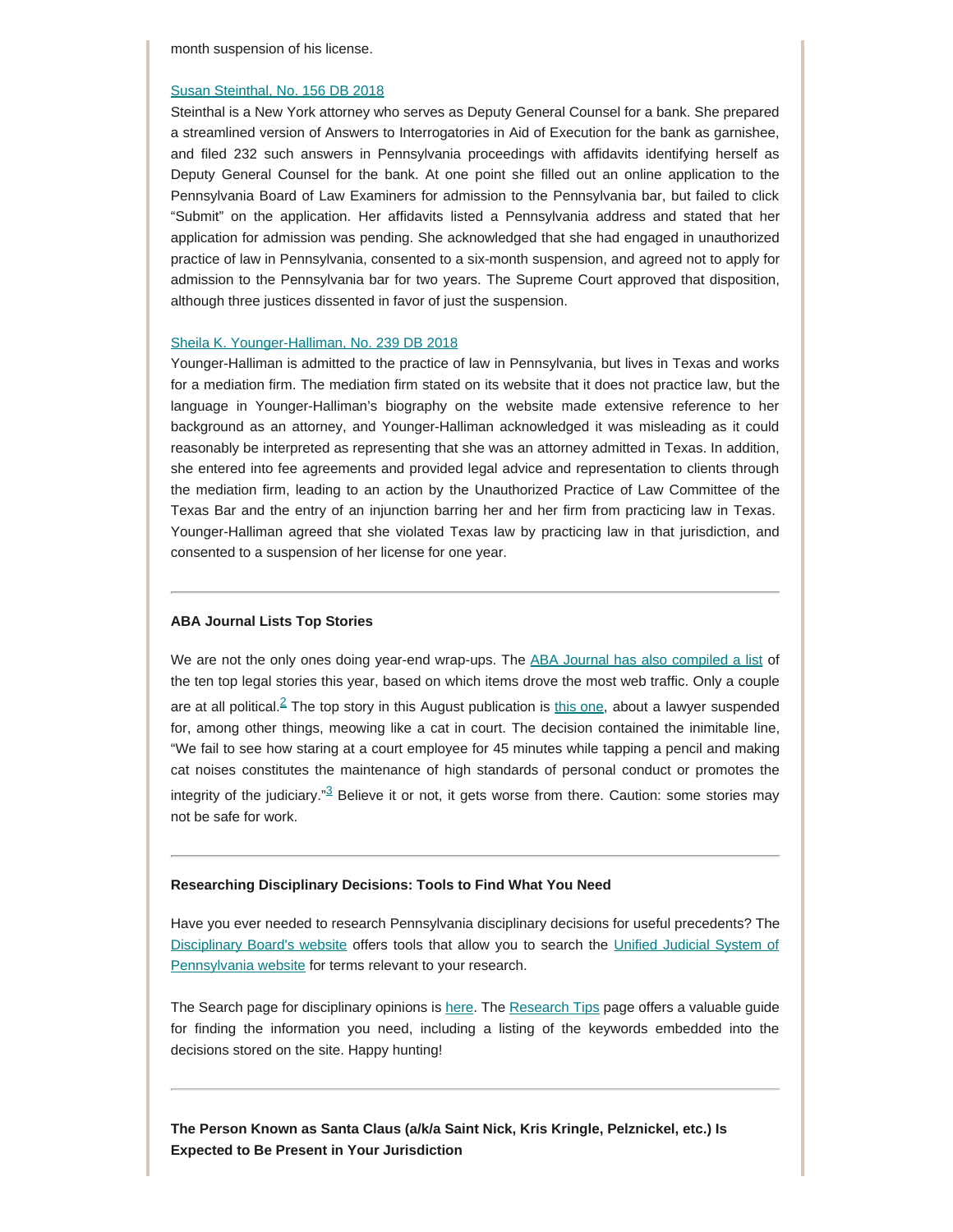month suspension of his license.

[Susan Steinthal, No. 156 DB 2018](#)
Steinthal is a New York attorney who serves as Deputy General Counsel for a bank. She prepared a streamlined version of Answers to Interrogatories in Aid of Execution for the bank as garnishee, and filed 232 such answers in Pennsylvania proceedings with affidavits identifying herself as Deputy General Counsel for the bank. At one point she filled out an online application to the Pennsylvania Board of Law Examiners for admission to the Pennsylvania bar, but failed to click "Submit" on the application. Her affidavits listed a Pennsylvania address and stated that her application for admission was pending. She acknowledged that she had engaged in unauthorized practice of law in Pennsylvania, consented to a six-month suspension, and agreed not to apply for admission to the Pennsylvania bar for two years. The Supreme Court approved that disposition, although three justices dissented in favor of just the suspension.

[Sheila K. Younger-Halliman, No. 239 DB 2018](#)
Younger-Halliman is admitted to the practice of law in Pennsylvania, but lives in Texas and works for a mediation firm. The mediation firm stated on its website that it does not practice law, but the language in Younger-Halliman's biography on the website made extensive reference to her background as an attorney, and Younger-Halliman acknowledged it was misleading as it could reasonably be interpreted as representing that she was an attorney admitted in Texas. In addition, she entered into fee agreements and provided legal advice and representation to clients through the mediation firm, leading to an action by the Unauthorized Practice of Law Committee of the Texas Bar and the entry of an injunction barring her and her firm from practicing law in Texas. Younger-Halliman agreed that she violated Texas law by practicing law in that jurisdiction, and consented to a suspension of her license for one year.

---

**ABA Journal Lists Top Stories**

We are not the only ones doing year-end wrap-ups. The [ABA Journal has also compiled a list](#) of the ten top legal stories this year, based on which items drove the most web traffic. Only a couple are at all political.[2] The top story in this August publication is [this one](#), about a lawyer suspended for, among other things, meowing like a cat in court. The decision contained the inimitable line, "We fail to see how staring at a court employee for 45 minutes while tapping a pencil and making cat noises constitutes the maintenance of high standards of personal conduct or promotes the integrity of the judiciary."[3] Believe it or not, it gets worse from there. Caution: some stories may not be safe for work.

---

**Researching Disciplinary Decisions: Tools to Find What You Need**

Have you ever needed to research Pennsylvania disciplinary decisions for useful precedents? The [Disciplinary Board's website](#) offers tools that allow you to search the [Unified Judicial System of Pennsylvania website](#) for terms relevant to your research.

The Search page for disciplinary opinions is [here](#). The [Research Tips](#) page offers a valuable guide for finding the information you need, including a listing of the keywords embedded into the decisions stored on the site. Happy hunting!

---

**The Person Known as Santa Claus (a/k/a Saint Nick, Kris Kringle, Pelznickel, etc.) Is Expected to Be Present in Your Jurisdiction**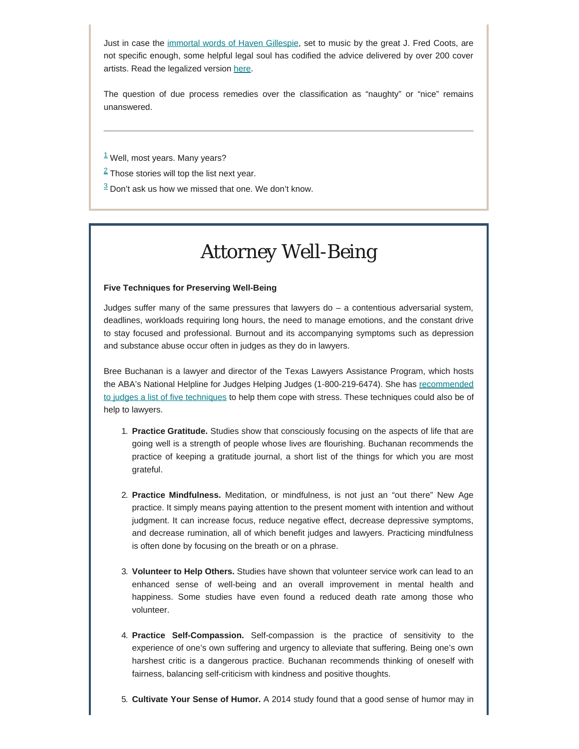Just in case the immortal words of Haven Gillespie, set to music by the great J. Fred Coots, are not specific enough, some helpful legal soul has codified the advice delivered by over 200 cover artists. Read the legalized version here.

The question of due process remedies over the classification as "naughty" or "nice" remains unanswered.

---

[1] Well, most years. Many years?

[2] Those stories will top the list next year.

[3] Don't ask us how we missed that one. We don't know.

# Attorney Well-Being

**Five Techniques for Preserving Well-Being**

Judges suffer many of the same pressures that lawyers do – a contentious adversarial system, deadlines, workloads requiring long hours, the need to manage emotions, and the constant drive to stay focused and professional. Burnout and its accompanying symptoms such as depression and substance abuse occur often in judges as they do in lawyers.

Bree Buchanan is a lawyer and director of the Texas Lawyers Assistance Program, which hosts the ABA's National Helpline for Judges Helping Judges (1-800-219-6474). She has recommended to judges a list of five techniques to help them cope with stress. These techniques could also be of help to lawyers.

1. **Practice Gratitude.** Studies show that consciously focusing on the aspects of life that are going well is a strength of people whose lives are flourishing. Buchanan recommends the practice of keeping a gratitude journal, a short list of the things for which you are most grateful.

2. **Practice Mindfulness.** Meditation, or mindfulness, is not just an "out there" New Age practice. It simply means paying attention to the present moment with intention and without judgment. It can increase focus, reduce negative effect, decrease depressive symptoms, and decrease rumination, all of which benefit judges and lawyers. Practicing mindfulness is often done by focusing on the breath or on a phrase.

3. **Volunteer to Help Others.** Studies have shown that volunteer service work can lead to an enhanced sense of well-being and an overall improvement in mental health and happiness. Some studies have even found a reduced death rate among those who volunteer.

4. **Practice Self-Compassion.** Self-compassion is the practice of sensitivity to the experience of one's own suffering and urgency to alleviate that suffering. Being one's own harshest critic is a dangerous practice. Buchanan recommends thinking of oneself with fairness, balancing self-criticism with kindness and positive thoughts.

5. **Cultivate Your Sense of Humor.** A 2014 study found that a good sense of humor may in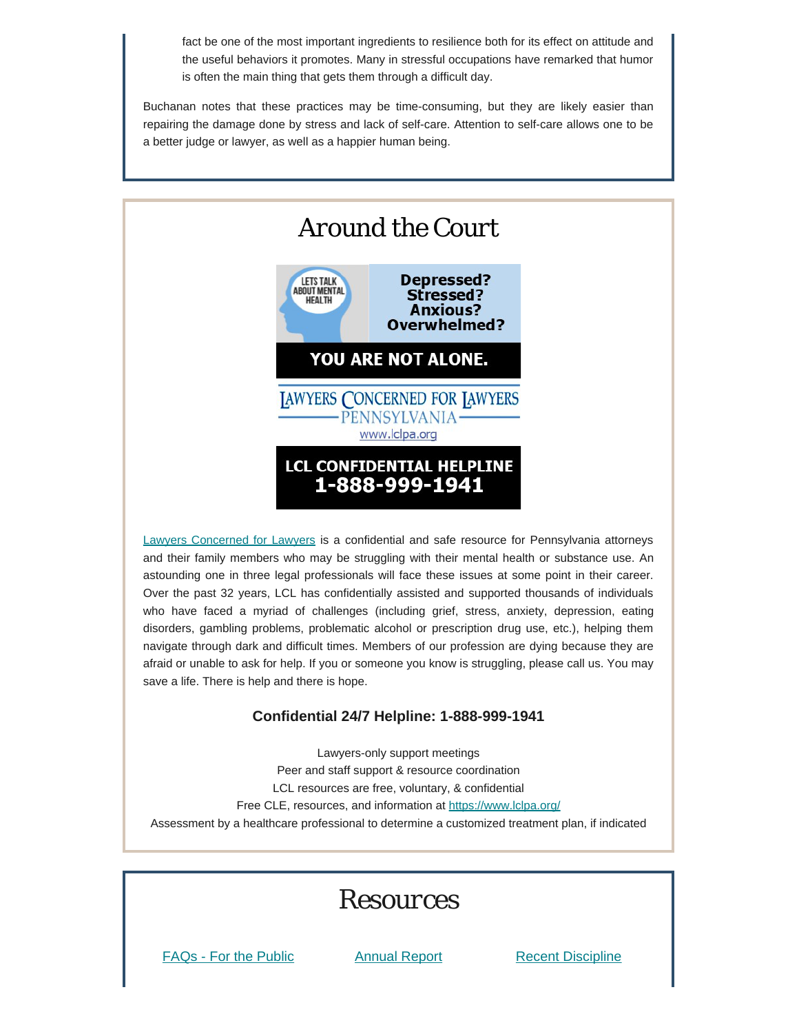fact be one of the most important ingredients to resilience both for its effect on attitude and the useful behaviors it promotes. Many in stressful occupations have remarked that humor is often the main thing that gets them through a difficult day.

Buchanan notes that these practices may be time-consuming, but they are likely easier than repairing the damage done by stress and lack of self-care. Attention to self-care allows one to be a better judge or lawyer, as well as a happier human being.

# Around the Court

LETS TALK ABOUT MENTAL HEALTH

**Depressed? Stressed? Anxious? Overwhelmed?**

**YOU ARE NOT ALONE.**

LAWYERS CONCERNED FOR LAWYERS PENNSYLVANIA
www.lclpa.org

**LCL CONFIDENTIAL HELPLINE**
**1-888-999-1941**

Lawyers Concerned for Lawyers is a confidential and safe resource for Pennsylvania attorneys and their family members who may be struggling with their mental health or substance use. An astounding one in three legal professionals will face these issues at some point in their career. Over the past 32 years, LCL has confidentially assisted and supported thousands of individuals who have faced a myriad of challenges (including grief, stress, anxiety, depression, eating disorders, gambling problems, problematic alcohol or prescription drug use, etc.), helping them navigate through dark and difficult times. Members of our profession are dying because they are afraid or unable to ask for help. If you or someone you know is struggling, please call us. You may save a life. There is help and there is hope.

**Confidential 24/7 Helpline: 1-888-999-1941**

Lawyers-only support meetings
Peer and staff support & resource coordination
LCL resources are free, voluntary, & confidential
Free CLE, resources, and information at https://www.lclpa.org/
Assessment by a healthcare professional to determine a customized treatment plan, if indicated

# Resources

FAQs - For the Public | Annual Report | Recent Discipline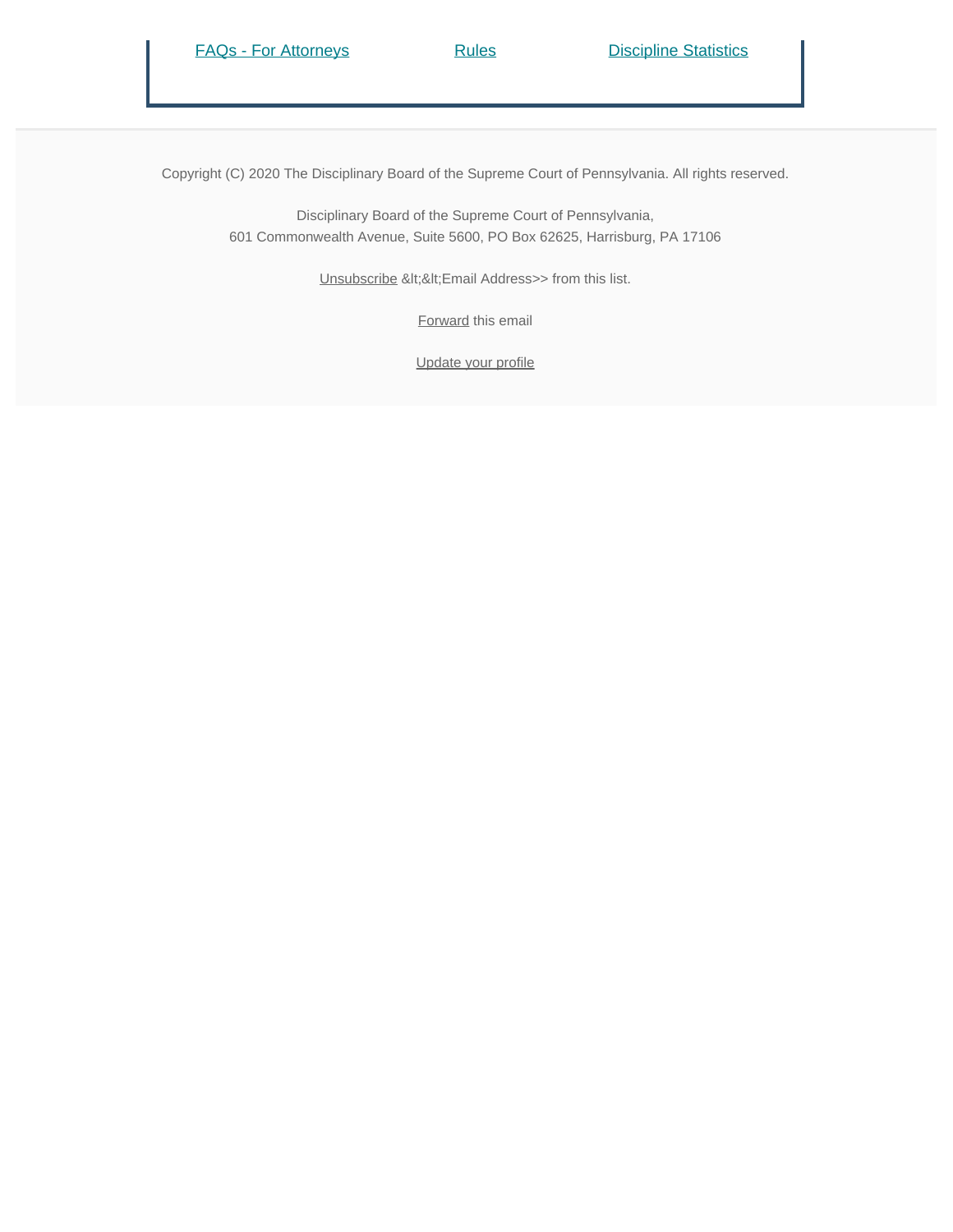FAQs - For Attorneys    Rules    Discipline Statistics

Copyright (C) 2020 The Disciplinary Board of the Supreme Court of Pennsylvania. All rights reserved.

Disciplinary Board of the Supreme Court of Pennsylvania,
601 Commonwealth Avenue, Suite 5600, PO Box 62625, Harrisburg, PA 17106

Unsubscribe &lt;&lt;Email Address>> from this list.

Forward this email

Update your profile